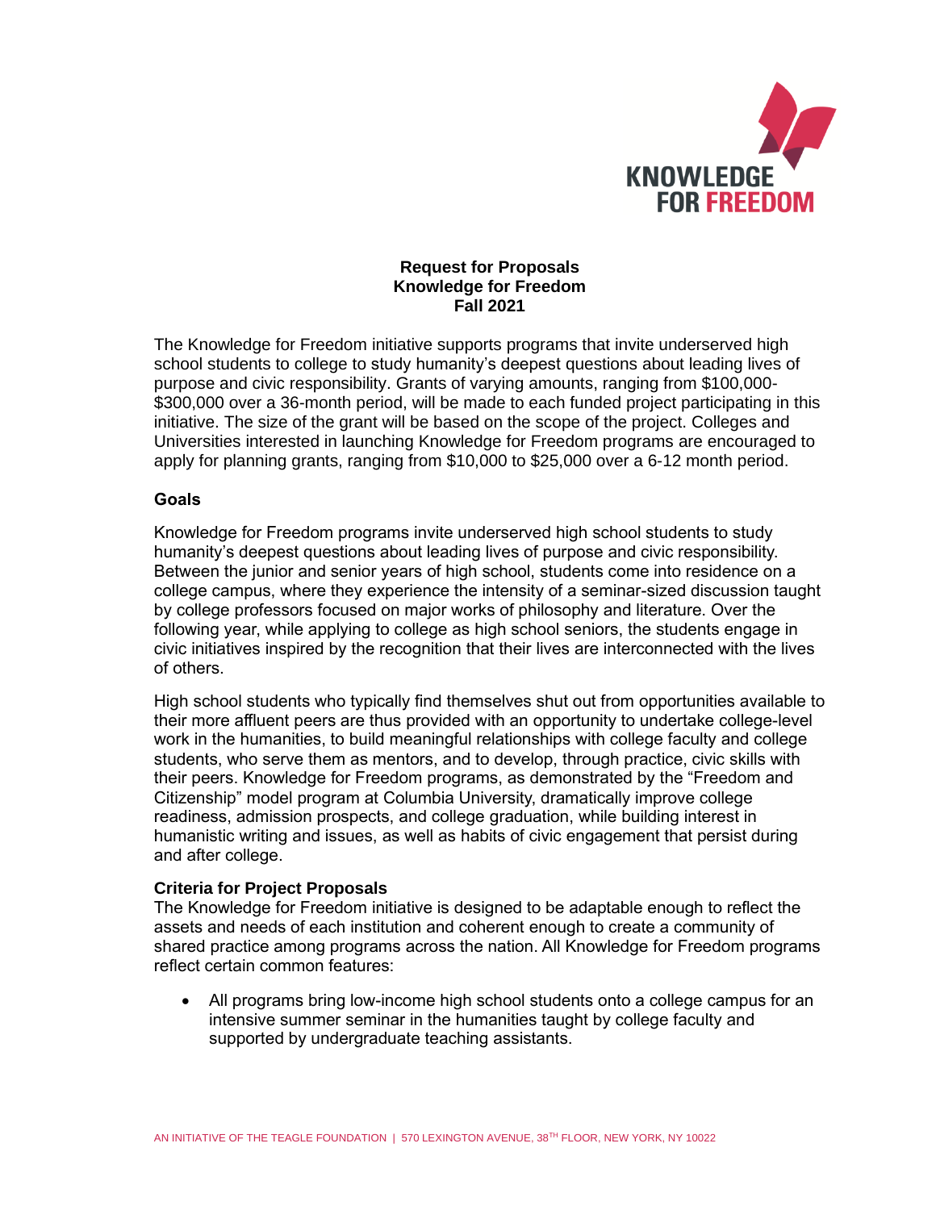KNOWLEDGE FOR FREEDOM

# Request for Proposals
# Knowledge for Freedom
# Fall 2021

The Knowledge for Freedom initiative supports programs that invite underserved high school students to college to study humanity's deepest questions about leading lives of purpose and civic responsibility. Grants of varying amounts, ranging from $100,000-$300,000 over a 36-month period, will be made to each funded project participating in this initiative. The size of the grant will be based on the scope of the project. Colleges and Universities interested in launching Knowledge for Freedom programs are encouraged to apply for planning grants, ranging from $10,000 to $25,000 over a 6-12 month period.

## Goals

Knowledge for Freedom programs invite underserved high school students to study humanity's deepest questions about leading lives of purpose and civic responsibility. Between the junior and senior years of high school, students come into residence on a college campus, where they experience the intensity of a seminar-sized discussion taught by college professors focused on major works of philosophy and literature. Over the following year, while applying to college as high school seniors, the students engage in civic initiatives inspired by the recognition that their lives are interconnected with the lives of others.

High school students who typically find themselves shut out from opportunities available to their more affluent peers are thus provided with an opportunity to undertake college-level work in the humanities, to build meaningful relationships with college faculty and college students, who serve them as mentors, and to develop, through practice, civic skills with their peers. Knowledge for Freedom programs, as demonstrated by the "Freedom and Citizenship" model program at Columbia University, dramatically improve college readiness, admission prospects, and college graduation, while building interest in humanistic writing and issues, as well as habits of civic engagement that persist during and after college.

## Criteria for Project Proposals

The Knowledge for Freedom initiative is designed to be adaptable enough to reflect the assets and needs of each institution and coherent enough to create a community of shared practice among programs across the nation. All Knowledge for Freedom programs reflect certain common features:

- All programs bring low-income high school students onto a college campus for an intensive summer seminar in the humanities taught by college faculty and supported by undergraduate teaching assistants.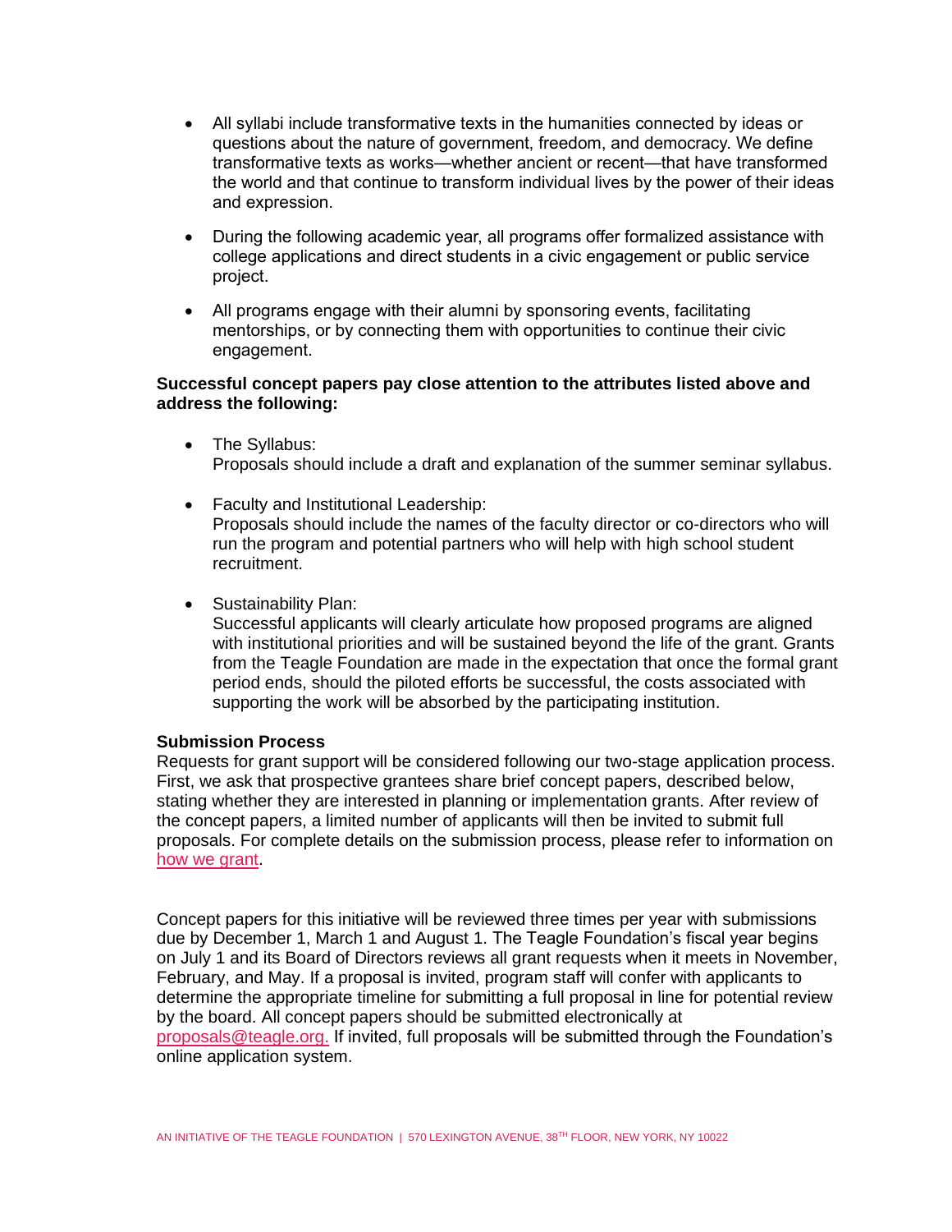- All syllabi include transformative texts in the humanities connected by ideas or questions about the nature of government, freedom, and democracy. We define transformative texts as works—whether ancient or recent—that have transformed the world and that continue to transform individual lives by the power of their ideas and expression.
- During the following academic year, all programs offer formalized assistance with college applications and direct students in a civic engagement or public service project.
- All programs engage with their alumni by sponsoring events, facilitating mentorships, or by connecting them with opportunities to continue their civic engagement.

**Successful concept papers pay close attention to the attributes listed above and address the following:**

- The Syllabus:
  Proposals should include a draft and explanation of the summer seminar syllabus.
- Faculty and Institutional Leadership:
  Proposals should include the names of the faculty director or co-directors who will run the program and potential partners who will help with high school student recruitment.
- Sustainability Plan:
  Successful applicants will clearly articulate how proposed programs are aligned with institutional priorities and will be sustained beyond the life of the grant. Grants from the Teagle Foundation are made in the expectation that once the formal grant period ends, should the piloted efforts be successful, the costs associated with supporting the work will be absorbed by the participating institution.

**Submission Process**

Requests for grant support will be considered following our two-stage application process. First, we ask that prospective grantees share brief concept papers, described below, stating whether they are interested in planning or implementation grants. After review of the concept papers, a limited number of applicants will then be invited to submit full proposals. For complete details on the submission process, please refer to information on how we grant.

Concept papers for this initiative will be reviewed three times per year with submissions due by December 1, March 1 and August 1. The Teagle Foundation's fiscal year begins on July 1 and its Board of Directors reviews all grant requests when it meets in November, February, and May. If a proposal is invited, program staff will confer with applicants to determine the appropriate timeline for submitting a full proposal in line for potential review by the board. All concept papers should be submitted electronically at proposals@teagle.org. If invited, full proposals will be submitted through the Foundation's online application system.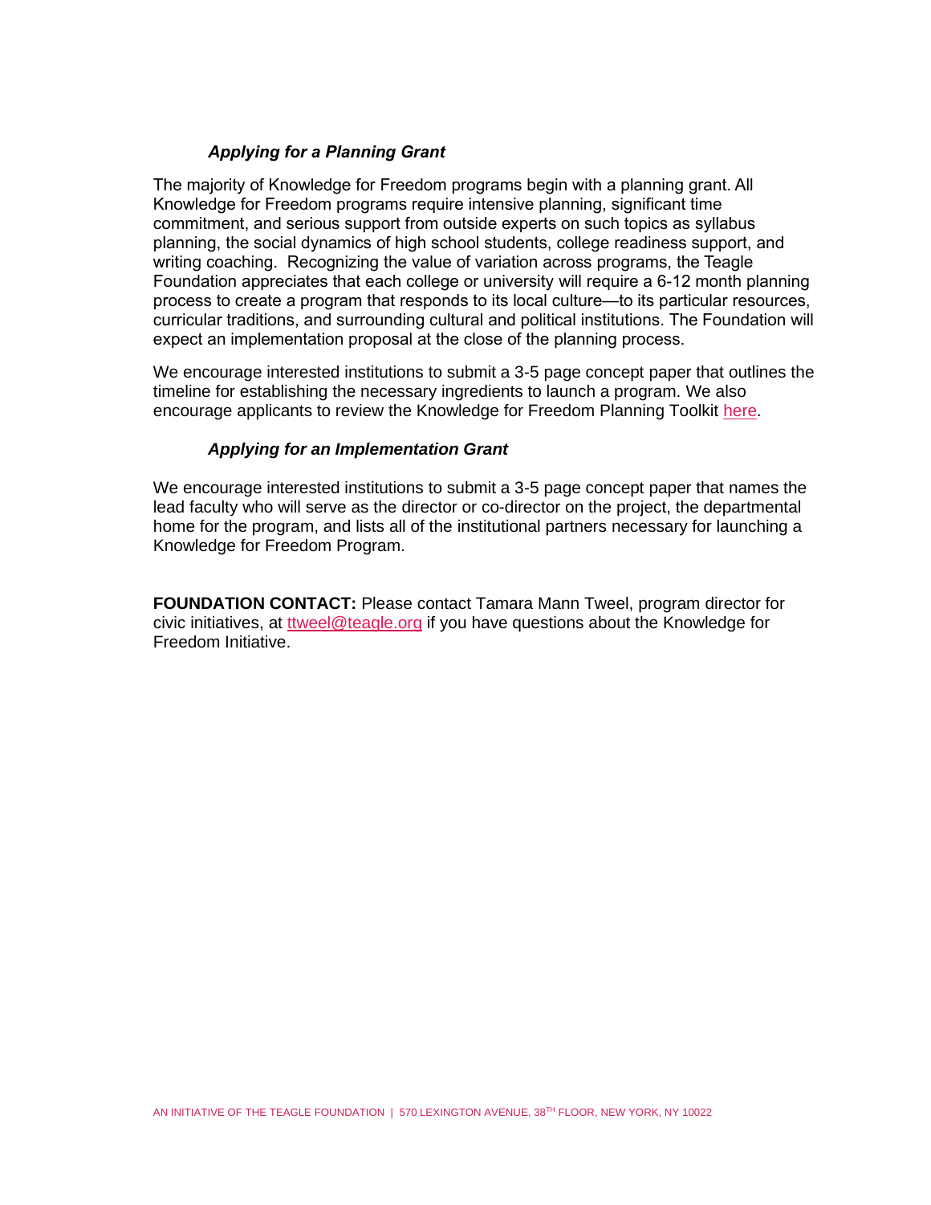### *Applying for a Planning Grant*

The majority of Knowledge for Freedom programs begin with a planning grant. All Knowledge for Freedom programs require intensive planning, significant time commitment, and serious support from outside experts on such topics as syllabus planning, the social dynamics of high school students, college readiness support, and writing coaching. Recognizing the value of variation across programs, the Teagle Foundation appreciates that each college or university will require a 6-12 month planning process to create a program that responds to its local culture—to its particular resources, curricular traditions, and surrounding cultural and political institutions. The Foundation will expect an implementation proposal at the close of the planning process.

We encourage interested institutions to submit a 3-5 page concept paper that outlines the timeline for establishing the necessary ingredients to launch a program. We also encourage applicants to review the Knowledge for Freedom Planning Toolkit here.

### *Applying for an Implementation Grant*

We encourage interested institutions to submit a 3-5 page concept paper that names the lead faculty who will serve as the director or co-director on the project, the departmental home for the program, and lists all of the institutional partners necessary for launching a Knowledge for Freedom Program.

**FOUNDATION CONTACT:** Please contact Tamara Mann Tweel, program director for civic initiatives, at ttweel@teagle.org if you have questions about the Knowledge for Freedom Initiative.

AN INITIATIVE OF THE TEAGLE FOUNDATION | 570 LEXINGTON AVENUE, 38TH FLOOR, NEW YORK, NY 10022